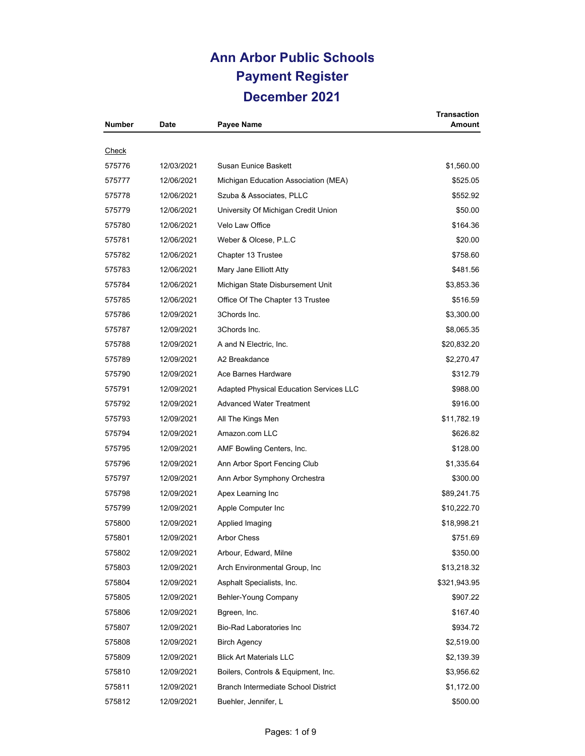# Ann Arbor Public Schools
## Payment Register
## December 2021

| Number | Date | Payee Name | Transaction Amount |
|---|---|---|---|
| Check | | | |
| 575776 | 12/03/2021 | Susan Eunice Baskett | $1,560.00 |
| 575777 | 12/06/2021 | Michigan Education Association (MEA) | $525.05 |
| 575778 | 12/06/2021 | Szuba & Associates, PLLC | $552.92 |
| 575779 | 12/06/2021 | University Of Michigan Credit Union | $50.00 |
| 575780 | 12/06/2021 | Velo Law Office | $164.36 |
| 575781 | 12/06/2021 | Weber & Olcese, P.L.C | $20.00 |
| 575782 | 12/06/2021 | Chapter 13 Trustee | $758.60 |
| 575783 | 12/06/2021 | Mary Jane Elliott Atty | $481.56 |
| 575784 | 12/06/2021 | Michigan State Disbursement Unit | $3,853.36 |
| 575785 | 12/06/2021 | Office Of The Chapter 13 Trustee | $516.59 |
| 575786 | 12/09/2021 | 3Chords Inc. | $3,300.00 |
| 575787 | 12/09/2021 | 3Chords Inc. | $8,065.35 |
| 575788 | 12/09/2021 | A and N Electric, Inc. | $20,832.20 |
| 575789 | 12/09/2021 | A2 Breakdance | $2,270.47 |
| 575790 | 12/09/2021 | Ace Barnes Hardware | $312.79 |
| 575791 | 12/09/2021 | Adapted Physical Education Services LLC | $988.00 |
| 575792 | 12/09/2021 | Advanced Water Treatment | $916.00 |
| 575793 | 12/09/2021 | All The Kings Men | $11,782.19 |
| 575794 | 12/09/2021 | Amazon.com LLC | $626.82 |
| 575795 | 12/09/2021 | AMF Bowling Centers, Inc. | $128.00 |
| 575796 | 12/09/2021 | Ann Arbor Sport Fencing Club | $1,335.64 |
| 575797 | 12/09/2021 | Ann Arbor Symphony Orchestra | $300.00 |
| 575798 | 12/09/2021 | Apex Learning Inc | $89,241.75 |
| 575799 | 12/09/2021 | Apple Computer Inc | $10,222.70 |
| 575800 | 12/09/2021 | Applied Imaging | $18,998.21 |
| 575801 | 12/09/2021 | Arbor Chess | $751.69 |
| 575802 | 12/09/2021 | Arbour, Edward, Milne | $350.00 |
| 575803 | 12/09/2021 | Arch Environmental Group, Inc | $13,218.32 |
| 575804 | 12/09/2021 | Asphalt Specialists, Inc. | $321,943.95 |
| 575805 | 12/09/2021 | Behler-Young Company | $907.22 |
| 575806 | 12/09/2021 | Bgreen, Inc. | $167.40 |
| 575807 | 12/09/2021 | Bio-Rad Laboratories Inc | $934.72 |
| 575808 | 12/09/2021 | Birch Agency | $2,519.00 |
| 575809 | 12/09/2021 | Blick Art Materials LLC | $2,139.39 |
| 575810 | 12/09/2021 | Boilers, Controls & Equipment, Inc. | $3,956.62 |
| 575811 | 12/09/2021 | Branch Intermediate School District | $1,172.00 |
| 575812 | 12/09/2021 | Buehler, Jennifer, L | $500.00 |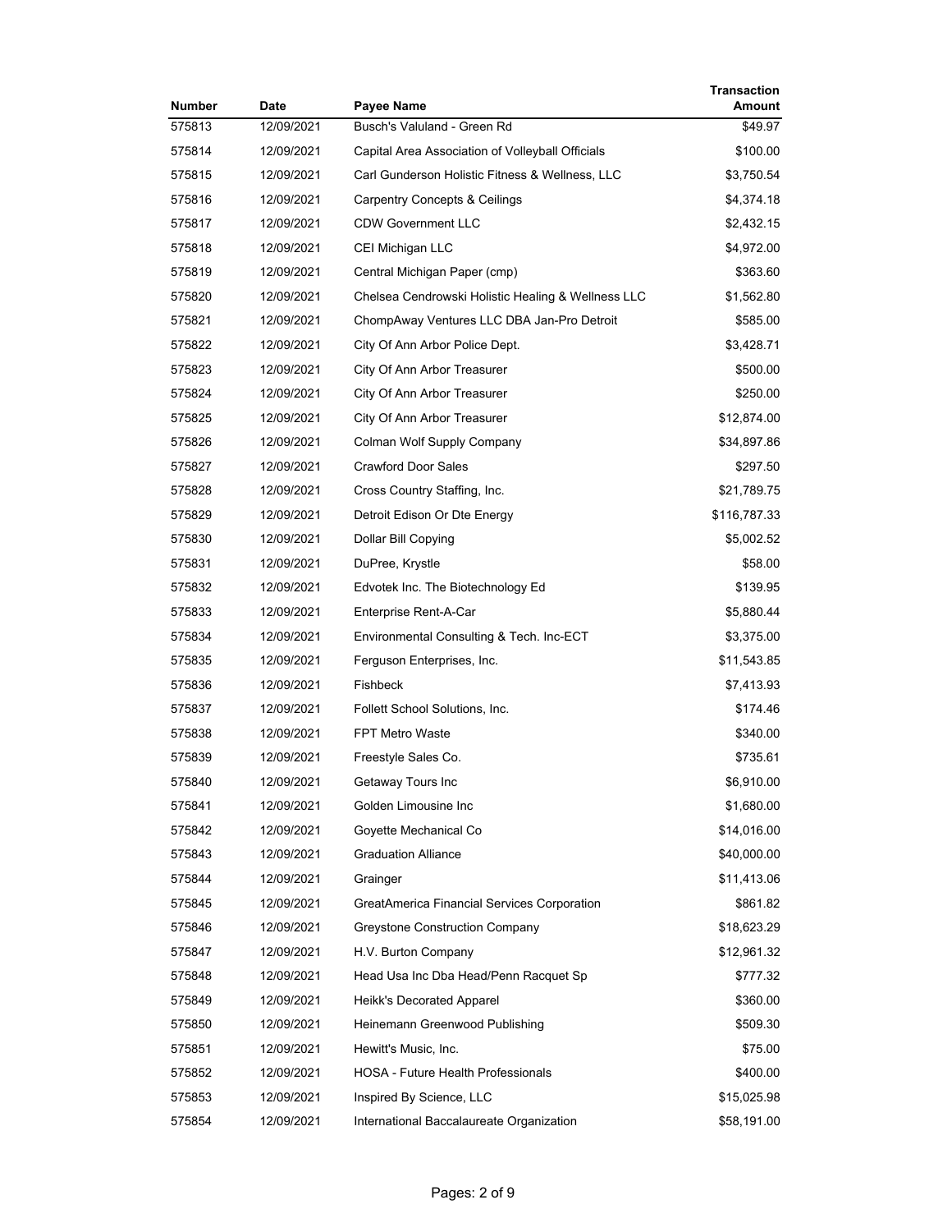| Number | Date | Payee Name | Transaction Amount |
|---|---|---|---|
| 575813 | 12/09/2021 | Busch's Valuland - Green Rd | $49.97 |
| 575814 | 12/09/2021 | Capital Area Association of Volleyball Officials | $100.00 |
| 575815 | 12/09/2021 | Carl Gunderson Holistic Fitness & Wellness, LLC | $3,750.54 |
| 575816 | 12/09/2021 | Carpentry Concepts & Ceilings | $4,374.18 |
| 575817 | 12/09/2021 | CDW Government LLC | $2,432.15 |
| 575818 | 12/09/2021 | CEI Michigan LLC | $4,972.00 |
| 575819 | 12/09/2021 | Central Michigan Paper (cmp) | $363.60 |
| 575820 | 12/09/2021 | Chelsea Cendrowski Holistic Healing & Wellness LLC | $1,562.80 |
| 575821 | 12/09/2021 | ChompAway Ventures LLC DBA Jan-Pro Detroit | $585.00 |
| 575822 | 12/09/2021 | City Of Ann Arbor Police Dept. | $3,428.71 |
| 575823 | 12/09/2021 | City Of Ann Arbor Treasurer | $500.00 |
| 575824 | 12/09/2021 | City Of Ann Arbor Treasurer | $250.00 |
| 575825 | 12/09/2021 | City Of Ann Arbor Treasurer | $12,874.00 |
| 575826 | 12/09/2021 | Colman Wolf Supply Company | $34,897.86 |
| 575827 | 12/09/2021 | Crawford Door Sales | $297.50 |
| 575828 | 12/09/2021 | Cross Country Staffing, Inc. | $21,789.75 |
| 575829 | 12/09/2021 | Detroit Edison Or Dte Energy | $116,787.33 |
| 575830 | 12/09/2021 | Dollar Bill Copying | $5,002.52 |
| 575831 | 12/09/2021 | DuPree, Krystle | $58.00 |
| 575832 | 12/09/2021 | Edvotek Inc. The Biotechnology Ed | $139.95 |
| 575833 | 12/09/2021 | Enterprise Rent-A-Car | $5,880.44 |
| 575834 | 12/09/2021 | Environmental Consulting & Tech. Inc-ECT | $3,375.00 |
| 575835 | 12/09/2021 | Ferguson Enterprises, Inc. | $11,543.85 |
| 575836 | 12/09/2021 | Fishbeck | $7,413.93 |
| 575837 | 12/09/2021 | Follett School Solutions, Inc. | $174.46 |
| 575838 | 12/09/2021 | FPT Metro Waste | $340.00 |
| 575839 | 12/09/2021 | Freestyle Sales Co. | $735.61 |
| 575840 | 12/09/2021 | Getaway Tours Inc | $6,910.00 |
| 575841 | 12/09/2021 | Golden Limousine Inc | $1,680.00 |
| 575842 | 12/09/2021 | Goyette Mechanical Co | $14,016.00 |
| 575843 | 12/09/2021 | Graduation Alliance | $40,000.00 |
| 575844 | 12/09/2021 | Grainger | $11,413.06 |
| 575845 | 12/09/2021 | GreatAmerica Financial Services Corporation | $861.82 |
| 575846 | 12/09/2021 | Greystone Construction Company | $18,623.29 |
| 575847 | 12/09/2021 | H.V. Burton Company | $12,961.32 |
| 575848 | 12/09/2021 | Head Usa Inc Dba Head/Penn Racquet Sp | $777.32 |
| 575849 | 12/09/2021 | Heikk's Decorated Apparel | $360.00 |
| 575850 | 12/09/2021 | Heinemann Greenwood Publishing | $509.30 |
| 575851 | 12/09/2021 | Hewitt's Music, Inc. | $75.00 |
| 575852 | 12/09/2021 | HOSA - Future Health Professionals | $400.00 |
| 575853 | 12/09/2021 | Inspired By Science, LLC | $15,025.98 |
| 575854 | 12/09/2021 | International Baccalaureate Organization | $58,191.00 |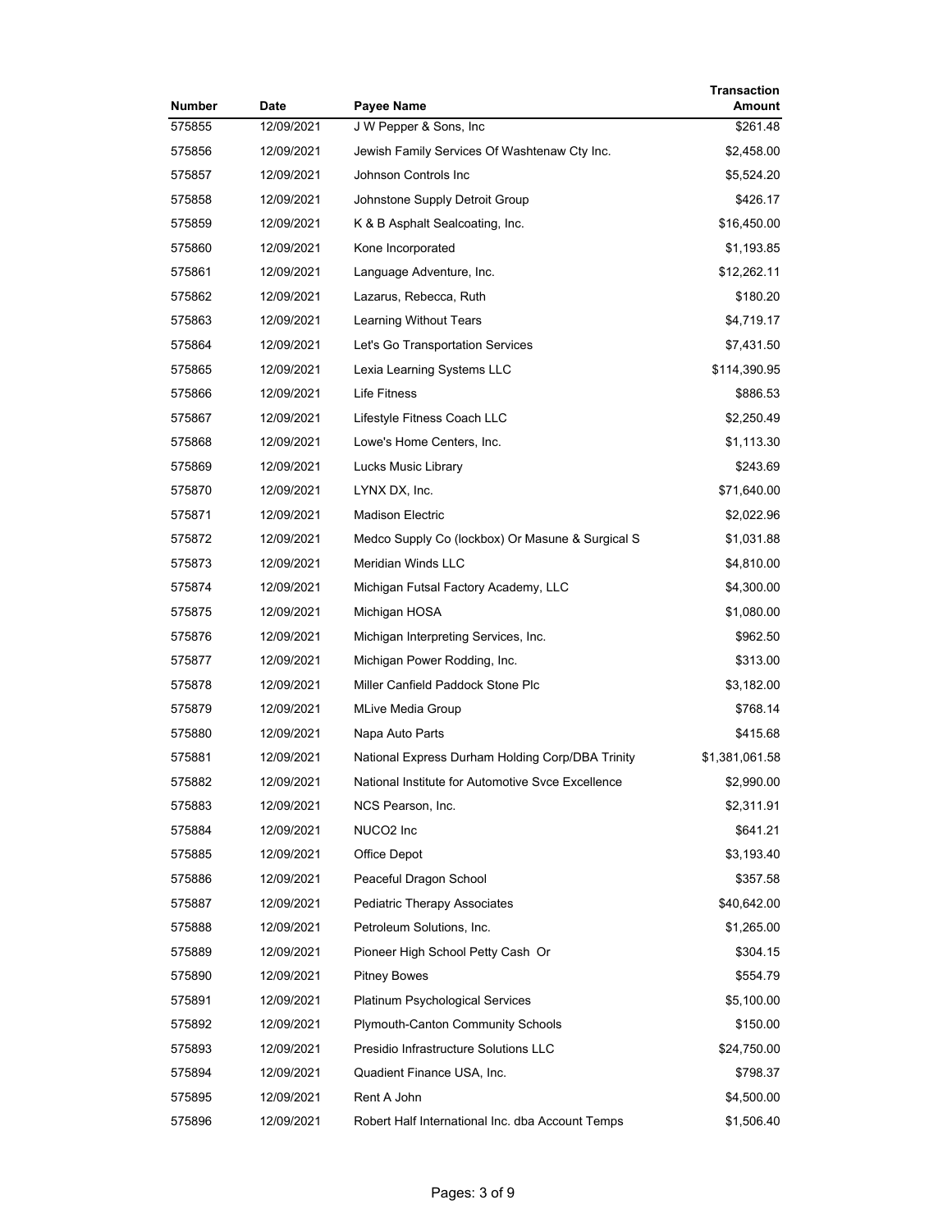| Number | Date | Payee Name | Transaction Amount |
|---|---|---|---|
| 575855 | 12/09/2021 | J W Pepper & Sons, Inc | $261.48 |
| 575856 | 12/09/2021 | Jewish Family Services Of Washtenaw Cty Inc. | $2,458.00 |
| 575857 | 12/09/2021 | Johnson Controls Inc | $5,524.20 |
| 575858 | 12/09/2021 | Johnstone Supply Detroit Group | $426.17 |
| 575859 | 12/09/2021 | K & B Asphalt Sealcoating, Inc. | $16,450.00 |
| 575860 | 12/09/2021 | Kone Incorporated | $1,193.85 |
| 575861 | 12/09/2021 | Language Adventure, Inc. | $12,262.11 |
| 575862 | 12/09/2021 | Lazarus, Rebecca, Ruth | $180.20 |
| 575863 | 12/09/2021 | Learning Without Tears | $4,719.17 |
| 575864 | 12/09/2021 | Let's Go Transportation Services | $7,431.50 |
| 575865 | 12/09/2021 | Lexia Learning Systems LLC | $114,390.95 |
| 575866 | 12/09/2021 | Life Fitness | $886.53 |
| 575867 | 12/09/2021 | Lifestyle Fitness Coach LLC | $2,250.49 |
| 575868 | 12/09/2021 | Lowe's Home Centers, Inc. | $1,113.30 |
| 575869 | 12/09/2021 | Lucks Music Library | $243.69 |
| 575870 | 12/09/2021 | LYNX DX, Inc. | $71,640.00 |
| 575871 | 12/09/2021 | Madison Electric | $2,022.96 |
| 575872 | 12/09/2021 | Medco Supply Co (lockbox) Or Masune & Surgical S | $1,031.88 |
| 575873 | 12/09/2021 | Meridian Winds LLC | $4,810.00 |
| 575874 | 12/09/2021 | Michigan Futsal Factory Academy, LLC | $4,300.00 |
| 575875 | 12/09/2021 | Michigan HOSA | $1,080.00 |
| 575876 | 12/09/2021 | Michigan Interpreting Services, Inc. | $962.50 |
| 575877 | 12/09/2021 | Michigan Power Rodding, Inc. | $313.00 |
| 575878 | 12/09/2021 | Miller Canfield Paddock Stone Plc | $3,182.00 |
| 575879 | 12/09/2021 | MLive Media Group | $768.14 |
| 575880 | 12/09/2021 | Napa Auto Parts | $415.68 |
| 575881 | 12/09/2021 | National Express Durham Holding Corp/DBA Trinity | $1,381,061.58 |
| 575882 | 12/09/2021 | National Institute for Automotive Svce Excellence | $2,990.00 |
| 575883 | 12/09/2021 | NCS Pearson, Inc. | $2,311.91 |
| 575884 | 12/09/2021 | NUCO2 Inc | $641.21 |
| 575885 | 12/09/2021 | Office Depot | $3,193.40 |
| 575886 | 12/09/2021 | Peaceful Dragon School | $357.58 |
| 575887 | 12/09/2021 | Pediatric Therapy Associates | $40,642.00 |
| 575888 | 12/09/2021 | Petroleum Solutions, Inc. | $1,265.00 |
| 575889 | 12/09/2021 | Pioneer High School Petty Cash Or | $304.15 |
| 575890 | 12/09/2021 | Pitney Bowes | $554.79 |
| 575891 | 12/09/2021 | Platinum Psychological Services | $5,100.00 |
| 575892 | 12/09/2021 | Plymouth-Canton Community Schools | $150.00 |
| 575893 | 12/09/2021 | Presidio Infrastructure Solutions LLC | $24,750.00 |
| 575894 | 12/09/2021 | Quadient Finance USA, Inc. | $798.37 |
| 575895 | 12/09/2021 | Rent A John | $4,500.00 |
| 575896 | 12/09/2021 | Robert Half International Inc. dba Account Temps | $1,506.40 |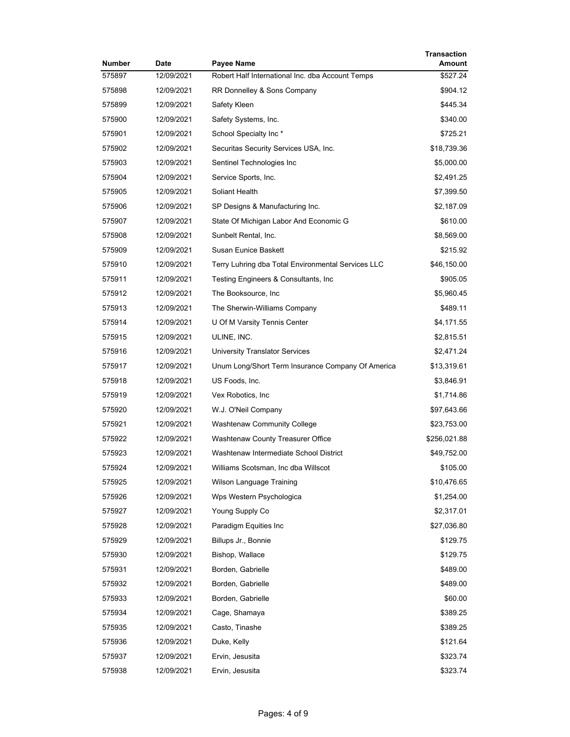| Number | Date | Payee Name | Transaction Amount |
|---|---|---|---|
| 575897 | 12/09/2021 | Robert Half International Inc. dba Account Temps | $527.24 |
| 575898 | 12/09/2021 | RR Donnelley & Sons Company | $904.12 |
| 575899 | 12/09/2021 | Safety Kleen | $445.34 |
| 575900 | 12/09/2021 | Safety Systems, Inc. | $340.00 |
| 575901 | 12/09/2021 | School Specialty Inc * | $725.21 |
| 575902 | 12/09/2021 | Securitas Security Services USA, Inc. | $18,739.36 |
| 575903 | 12/09/2021 | Sentinel Technologies Inc | $5,000.00 |
| 575904 | 12/09/2021 | Service Sports, Inc. | $2,491.25 |
| 575905 | 12/09/2021 | Soliant Health | $7,399.50 |
| 575906 | 12/09/2021 | SP Designs & Manufacturing Inc. | $2,187.09 |
| 575907 | 12/09/2021 | State Of Michigan Labor And Economic G | $610.00 |
| 575908 | 12/09/2021 | Sunbelt Rental, Inc. | $8,569.00 |
| 575909 | 12/09/2021 | Susan Eunice Baskett | $215.92 |
| 575910 | 12/09/2021 | Terry Luhring dba Total Environmental Services LLC | $46,150.00 |
| 575911 | 12/09/2021 | Testing Engineers & Consultants, Inc | $905.05 |
| 575912 | 12/09/2021 | The Booksource, Inc | $5,960.45 |
| 575913 | 12/09/2021 | The Sherwin-Williams Company | $489.11 |
| 575914 | 12/09/2021 | U Of M Varsity Tennis Center | $4,171.55 |
| 575915 | 12/09/2021 | ULINE, INC. | $2,815.51 |
| 575916 | 12/09/2021 | University Translator Services | $2,471.24 |
| 575917 | 12/09/2021 | Unum Long/Short Term Insurance Company Of America | $13,319.61 |
| 575918 | 12/09/2021 | US Foods, Inc. | $3,846.91 |
| 575919 | 12/09/2021 | Vex Robotics, Inc | $1,714.86 |
| 575920 | 12/09/2021 | W.J. O'Neil Company | $97,643.66 |
| 575921 | 12/09/2021 | Washtenaw Community College | $23,753.00 |
| 575922 | 12/09/2021 | Washtenaw County Treasurer Office | $256,021.88 |
| 575923 | 12/09/2021 | Washtenaw Intermediate School District | $49,752.00 |
| 575924 | 12/09/2021 | Williams Scotsman, Inc dba Willscot | $105.00 |
| 575925 | 12/09/2021 | Wilson Language Training | $10,476.65 |
| 575926 | 12/09/2021 | Wps Western Psychologica | $1,254.00 |
| 575927 | 12/09/2021 | Young Supply Co | $2,317.01 |
| 575928 | 12/09/2021 | Paradigm Equities Inc | $27,036.80 |
| 575929 | 12/09/2021 | Billups Jr., Bonnie | $129.75 |
| 575930 | 12/09/2021 | Bishop, Wallace | $129.75 |
| 575931 | 12/09/2021 | Borden, Gabrielle | $489.00 |
| 575932 | 12/09/2021 | Borden, Gabrielle | $489.00 |
| 575933 | 12/09/2021 | Borden, Gabrielle | $60.00 |
| 575934 | 12/09/2021 | Cage, Shamaya | $389.25 |
| 575935 | 12/09/2021 | Casto, Tinashe | $389.25 |
| 575936 | 12/09/2021 | Duke, Kelly | $121.64 |
| 575937 | 12/09/2021 | Ervin, Jesusita | $323.74 |
| 575938 | 12/09/2021 | Ervin, Jesusita | $323.74 |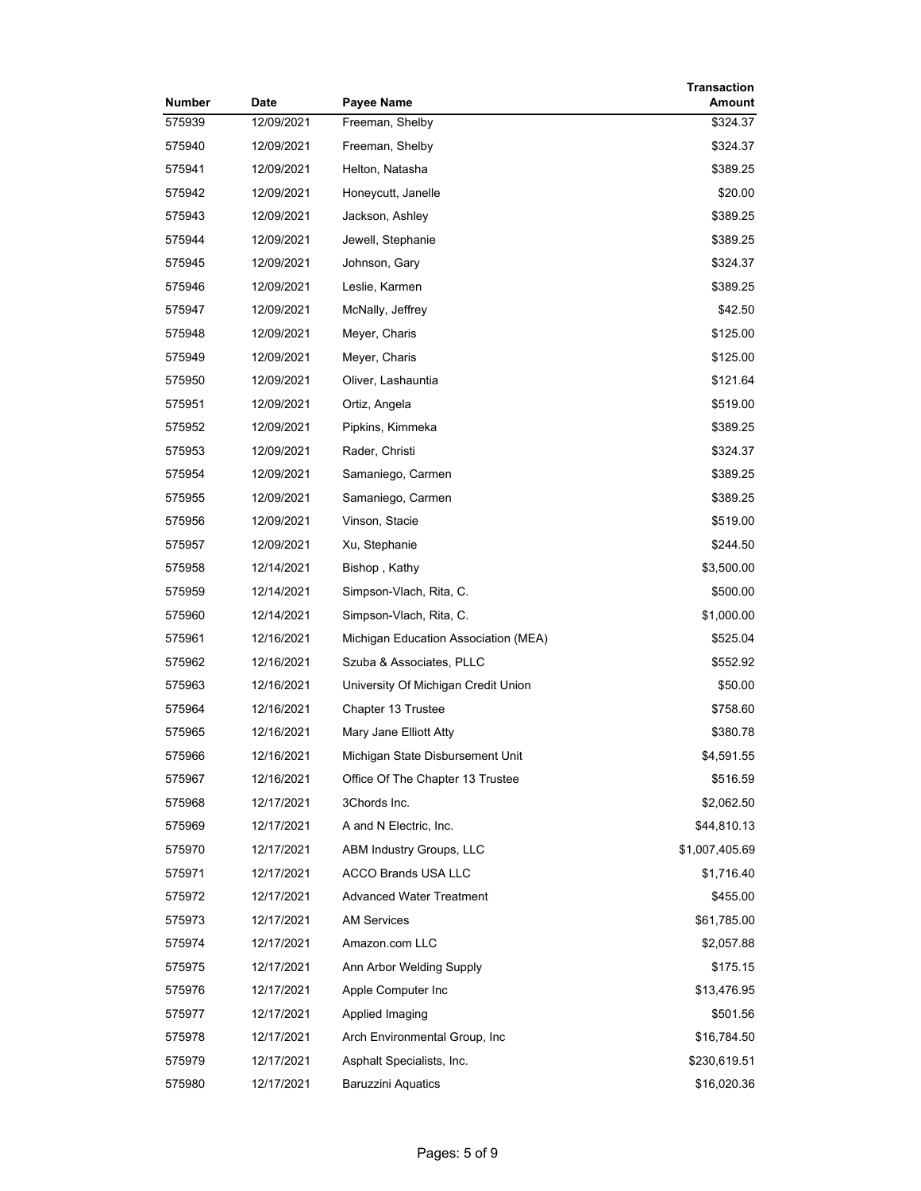| Number | Date | Payee Name | Transaction Amount |
|---|---|---|---|
| 575939 | 12/09/2021 | Freeman, Shelby | $324.37 |
| 575940 | 12/09/2021 | Freeman, Shelby | $324.37 |
| 575941 | 12/09/2021 | Helton, Natasha | $389.25 |
| 575942 | 12/09/2021 | Honeycutt, Janelle | $20.00 |
| 575943 | 12/09/2021 | Jackson, Ashley | $389.25 |
| 575944 | 12/09/2021 | Jewell, Stephanie | $389.25 |
| 575945 | 12/09/2021 | Johnson, Gary | $324.37 |
| 575946 | 12/09/2021 | Leslie, Karmen | $389.25 |
| 575947 | 12/09/2021 | McNally, Jeffrey | $42.50 |
| 575948 | 12/09/2021 | Meyer, Charis | $125.00 |
| 575949 | 12/09/2021 | Meyer, Charis | $125.00 |
| 575950 | 12/09/2021 | Oliver, Lashauntia | $121.64 |
| 575951 | 12/09/2021 | Ortiz, Angela | $519.00 |
| 575952 | 12/09/2021 | Pipkins, Kimmeka | $389.25 |
| 575953 | 12/09/2021 | Rader, Christi | $324.37 |
| 575954 | 12/09/2021 | Samaniego, Carmen | $389.25 |
| 575955 | 12/09/2021 | Samaniego, Carmen | $389.25 |
| 575956 | 12/09/2021 | Vinson, Stacie | $519.00 |
| 575957 | 12/09/2021 | Xu, Stephanie | $244.50 |
| 575958 | 12/14/2021 | Bishop , Kathy | $3,500.00 |
| 575959 | 12/14/2021 | Simpson-Vlach, Rita, C. | $500.00 |
| 575960 | 12/14/2021 | Simpson-Vlach, Rita, C. | $1,000.00 |
| 575961 | 12/16/2021 | Michigan Education Association (MEA) | $525.04 |
| 575962 | 12/16/2021 | Szuba & Associates, PLLC | $552.92 |
| 575963 | 12/16/2021 | University Of Michigan Credit Union | $50.00 |
| 575964 | 12/16/2021 | Chapter 13 Trustee | $758.60 |
| 575965 | 12/16/2021 | Mary Jane Elliott Atty | $380.78 |
| 575966 | 12/16/2021 | Michigan State Disbursement Unit | $4,591.55 |
| 575967 | 12/16/2021 | Office Of The Chapter 13 Trustee | $516.59 |
| 575968 | 12/17/2021 | 3Chords Inc. | $2,062.50 |
| 575969 | 12/17/2021 | A and N Electric, Inc. | $44,810.13 |
| 575970 | 12/17/2021 | ABM Industry Groups, LLC | $1,007,405.69 |
| 575971 | 12/17/2021 | ACCO Brands USA LLC | $1,716.40 |
| 575972 | 12/17/2021 | Advanced Water Treatment | $455.00 |
| 575973 | 12/17/2021 | AM Services | $61,785.00 |
| 575974 | 12/17/2021 | Amazon.com LLC | $2,057.88 |
| 575975 | 12/17/2021 | Ann Arbor Welding Supply | $175.15 |
| 575976 | 12/17/2021 | Apple Computer Inc | $13,476.95 |
| 575977 | 12/17/2021 | Applied Imaging | $501.56 |
| 575978 | 12/17/2021 | Arch Environmental Group, Inc | $16,784.50 |
| 575979 | 12/17/2021 | Asphalt Specialists, Inc. | $230,619.51 |
| 575980 | 12/17/2021 | Baruzzini Aquatics | $16,020.36 |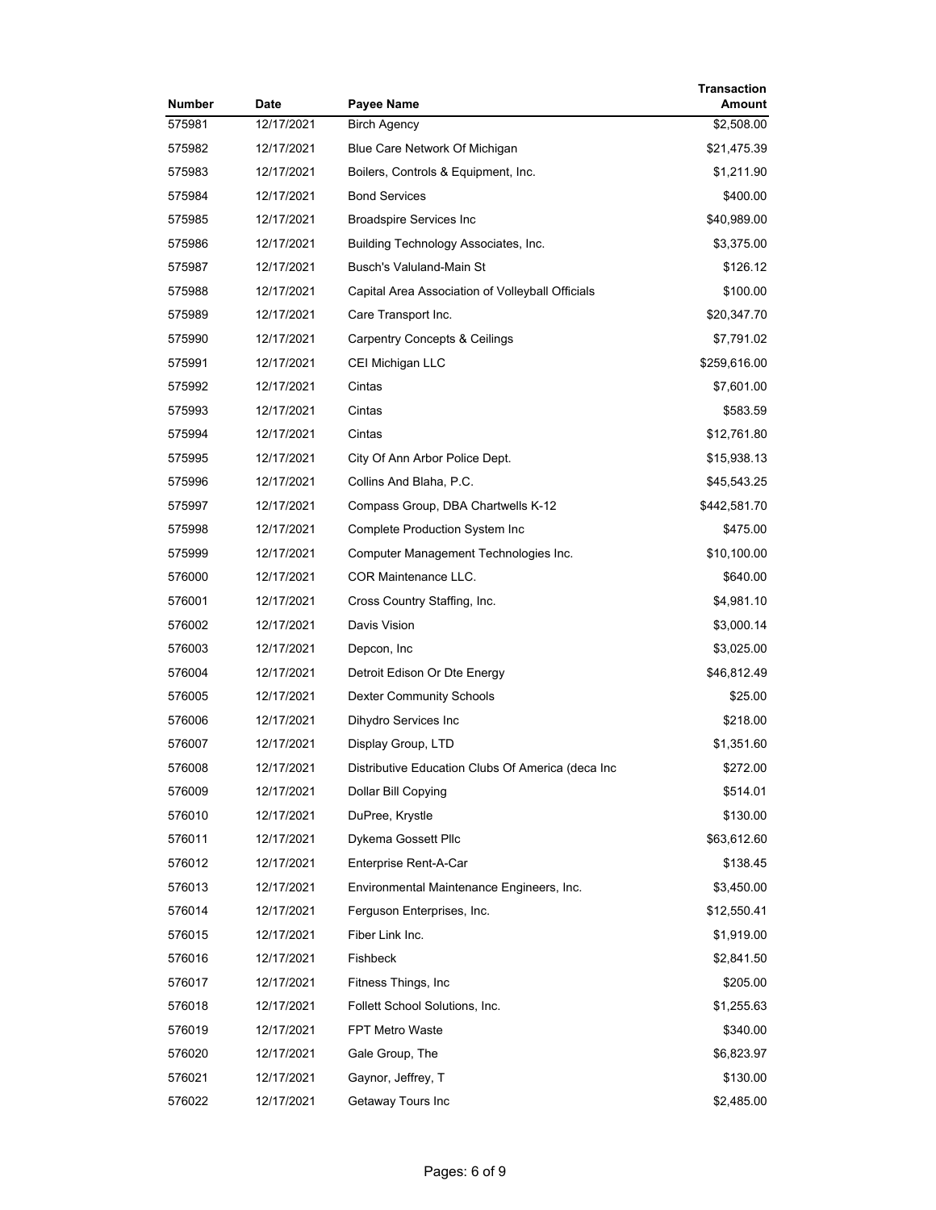| Number | Date | Payee Name | Transaction Amount |
|---|---|---|---|
| 575981 | 12/17/2021 | Birch Agency | $2,508.00 |
| 575982 | 12/17/2021 | Blue Care Network Of Michigan | $21,475.39 |
| 575983 | 12/17/2021 | Boilers, Controls & Equipment, Inc. | $1,211.90 |
| 575984 | 12/17/2021 | Bond Services | $400.00 |
| 575985 | 12/17/2021 | Broadspire Services Inc | $40,989.00 |
| 575986 | 12/17/2021 | Building Technology Associates, Inc. | $3,375.00 |
| 575987 | 12/17/2021 | Busch's Valuland-Main St | $126.12 |
| 575988 | 12/17/2021 | Capital Area Association of Volleyball Officials | $100.00 |
| 575989 | 12/17/2021 | Care Transport Inc. | $20,347.70 |
| 575990 | 12/17/2021 | Carpentry Concepts & Ceilings | $7,791.02 |
| 575991 | 12/17/2021 | CEI Michigan LLC | $259,616.00 |
| 575992 | 12/17/2021 | Cintas | $7,601.00 |
| 575993 | 12/17/2021 | Cintas | $583.59 |
| 575994 | 12/17/2021 | Cintas | $12,761.80 |
| 575995 | 12/17/2021 | City Of Ann Arbor Police Dept. | $15,938.13 |
| 575996 | 12/17/2021 | Collins And Blaha, P.C. | $45,543.25 |
| 575997 | 12/17/2021 | Compass Group, DBA Chartwells K-12 | $442,581.70 |
| 575998 | 12/17/2021 | Complete Production System Inc | $475.00 |
| 575999 | 12/17/2021 | Computer Management Technologies Inc. | $10,100.00 |
| 576000 | 12/17/2021 | COR Maintenance LLC. | $640.00 |
| 576001 | 12/17/2021 | Cross Country Staffing, Inc. | $4,981.10 |
| 576002 | 12/17/2021 | Davis Vision | $3,000.14 |
| 576003 | 12/17/2021 | Depcon, Inc | $3,025.00 |
| 576004 | 12/17/2021 | Detroit Edison Or Dte Energy | $46,812.49 |
| 576005 | 12/17/2021 | Dexter Community Schools | $25.00 |
| 576006 | 12/17/2021 | Dihydro Services Inc | $218.00 |
| 576007 | 12/17/2021 | Display Group, LTD | $1,351.60 |
| 576008 | 12/17/2021 | Distributive Education Clubs Of America (deca Inc | $272.00 |
| 576009 | 12/17/2021 | Dollar Bill Copying | $514.01 |
| 576010 | 12/17/2021 | DuPree, Krystle | $130.00 |
| 576011 | 12/17/2021 | Dykema Gossett Pllc | $63,612.60 |
| 576012 | 12/17/2021 | Enterprise Rent-A-Car | $138.45 |
| 576013 | 12/17/2021 | Environmental Maintenance Engineers, Inc. | $3,450.00 |
| 576014 | 12/17/2021 | Ferguson Enterprises, Inc. | $12,550.41 |
| 576015 | 12/17/2021 | Fiber Link Inc. | $1,919.00 |
| 576016 | 12/17/2021 | Fishbeck | $2,841.50 |
| 576017 | 12/17/2021 | Fitness Things, Inc | $205.00 |
| 576018 | 12/17/2021 | Follett School Solutions, Inc. | $1,255.63 |
| 576019 | 12/17/2021 | FPT Metro Waste | $340.00 |
| 576020 | 12/17/2021 | Gale Group, The | $6,823.97 |
| 576021 | 12/17/2021 | Gaynor, Jeffrey, T | $130.00 |
| 576022 | 12/17/2021 | Getaway Tours Inc | $2,485.00 |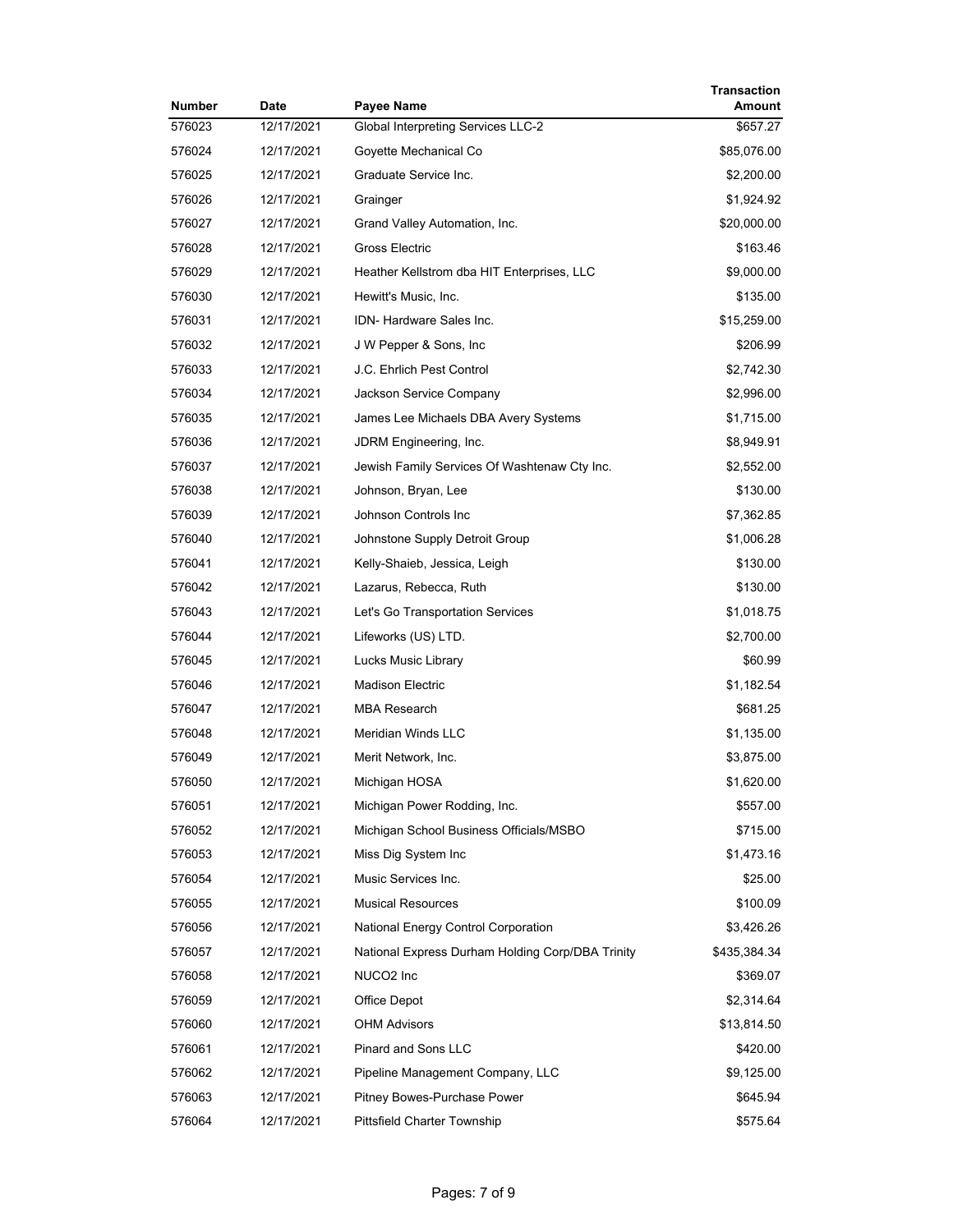| Number | Date | Payee Name | Transaction Amount |
|---|---|---|---|
| 576023 | 12/17/2021 | Global Interpreting Services LLC-2 | $657.27 |
| 576024 | 12/17/2021 | Goyette Mechanical Co | $85,076.00 |
| 576025 | 12/17/2021 | Graduate Service Inc. | $2,200.00 |
| 576026 | 12/17/2021 | Grainger | $1,924.92 |
| 576027 | 12/17/2021 | Grand Valley Automation, Inc. | $20,000.00 |
| 576028 | 12/17/2021 | Gross Electric | $163.46 |
| 576029 | 12/17/2021 | Heather Kellstrom dba HIT Enterprises, LLC | $9,000.00 |
| 576030 | 12/17/2021 | Hewitt's Music, Inc. | $135.00 |
| 576031 | 12/17/2021 | IDN- Hardware Sales Inc. | $15,259.00 |
| 576032 | 12/17/2021 | J W Pepper & Sons, Inc | $206.99 |
| 576033 | 12/17/2021 | J.C. Ehrlich Pest Control | $2,742.30 |
| 576034 | 12/17/2021 | Jackson Service Company | $2,996.00 |
| 576035 | 12/17/2021 | James Lee Michaels DBA Avery Systems | $1,715.00 |
| 576036 | 12/17/2021 | JDRM Engineering, Inc. | $8,949.91 |
| 576037 | 12/17/2021 | Jewish Family Services Of Washtenaw Cty Inc. | $2,552.00 |
| 576038 | 12/17/2021 | Johnson, Bryan, Lee | $130.00 |
| 576039 | 12/17/2021 | Johnson Controls Inc | $7,362.85 |
| 576040 | 12/17/2021 | Johnstone Supply Detroit Group | $1,006.28 |
| 576041 | 12/17/2021 | Kelly-Shaieb, Jessica, Leigh | $130.00 |
| 576042 | 12/17/2021 | Lazarus, Rebecca, Ruth | $130.00 |
| 576043 | 12/17/2021 | Let's Go Transportation Services | $1,018.75 |
| 576044 | 12/17/2021 | Lifeworks (US) LTD. | $2,700.00 |
| 576045 | 12/17/2021 | Lucks Music Library | $60.99 |
| 576046 | 12/17/2021 | Madison Electric | $1,182.54 |
| 576047 | 12/17/2021 | MBA Research | $681.25 |
| 576048 | 12/17/2021 | Meridian Winds LLC | $1,135.00 |
| 576049 | 12/17/2021 | Merit Network, Inc. | $3,875.00 |
| 576050 | 12/17/2021 | Michigan HOSA | $1,620.00 |
| 576051 | 12/17/2021 | Michigan Power Rodding, Inc. | $557.00 |
| 576052 | 12/17/2021 | Michigan School Business Officials/MSBO | $715.00 |
| 576053 | 12/17/2021 | Miss Dig System Inc | $1,473.16 |
| 576054 | 12/17/2021 | Music Services Inc. | $25.00 |
| 576055 | 12/17/2021 | Musical Resources | $100.09 |
| 576056 | 12/17/2021 | National Energy Control Corporation | $3,426.26 |
| 576057 | 12/17/2021 | National Express Durham Holding Corp/DBA Trinity | $435,384.34 |
| 576058 | 12/17/2021 | NUCO2 Inc | $369.07 |
| 576059 | 12/17/2021 | Office Depot | $2,314.64 |
| 576060 | 12/17/2021 | OHM Advisors | $13,814.50 |
| 576061 | 12/17/2021 | Pinard and Sons LLC | $420.00 |
| 576062 | 12/17/2021 | Pipeline Management Company, LLC | $9,125.00 |
| 576063 | 12/17/2021 | Pitney Bowes-Purchase Power | $645.94 |
| 576064 | 12/17/2021 | Pittsfield Charter Township | $575.64 |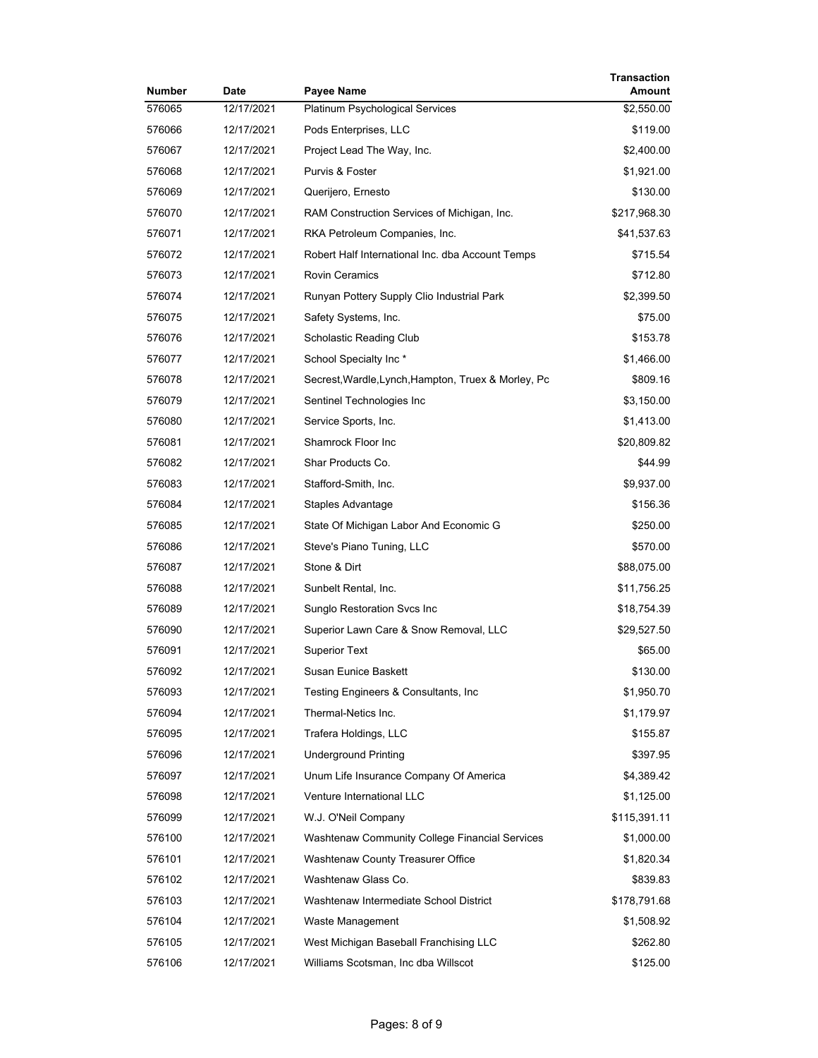| Number | Date | Payee Name | Transaction Amount |
|---|---|---|---|
| 576065 | 12/17/2021 | Platinum Psychological Services | $2,550.00 |
| 576066 | 12/17/2021 | Pods Enterprises, LLC | $119.00 |
| 576067 | 12/17/2021 | Project Lead The Way, Inc. | $2,400.00 |
| 576068 | 12/17/2021 | Purvis & Foster | $1,921.00 |
| 576069 | 12/17/2021 | Querijero, Ernesto | $130.00 |
| 576070 | 12/17/2021 | RAM Construction Services of Michigan, Inc. | $217,968.30 |
| 576071 | 12/17/2021 | RKA Petroleum Companies, Inc. | $41,537.63 |
| 576072 | 12/17/2021 | Robert Half International Inc. dba Account Temps | $715.54 |
| 576073 | 12/17/2021 | Rovin Ceramics | $712.80 |
| 576074 | 12/17/2021 | Runyan Pottery Supply Clio Industrial Park | $2,399.50 |
| 576075 | 12/17/2021 | Safety Systems, Inc. | $75.00 |
| 576076 | 12/17/2021 | Scholastic Reading Club | $153.78 |
| 576077 | 12/17/2021 | School Specialty Inc * | $1,466.00 |
| 576078 | 12/17/2021 | Secrest,Wardle,Lynch,Hampton, Truex & Morley, Pc | $809.16 |
| 576079 | 12/17/2021 | Sentinel Technologies Inc | $3,150.00 |
| 576080 | 12/17/2021 | Service Sports, Inc. | $1,413.00 |
| 576081 | 12/17/2021 | Shamrock Floor Inc | $20,809.82 |
| 576082 | 12/17/2021 | Shar Products Co. | $44.99 |
| 576083 | 12/17/2021 | Stafford-Smith, Inc. | $9,937.00 |
| 576084 | 12/17/2021 | Staples Advantage | $156.36 |
| 576085 | 12/17/2021 | State Of Michigan Labor And Economic G | $250.00 |
| 576086 | 12/17/2021 | Steve's Piano Tuning, LLC | $570.00 |
| 576087 | 12/17/2021 | Stone & Dirt | $88,075.00 |
| 576088 | 12/17/2021 | Sunbelt Rental, Inc. | $11,756.25 |
| 576089 | 12/17/2021 | Sunglo Restoration Svcs Inc | $18,754.39 |
| 576090 | 12/17/2021 | Superior Lawn Care & Snow Removal, LLC | $29,527.50 |
| 576091 | 12/17/2021 | Superior Text | $65.00 |
| 576092 | 12/17/2021 | Susan Eunice Baskett | $130.00 |
| 576093 | 12/17/2021 | Testing Engineers & Consultants, Inc | $1,950.70 |
| 576094 | 12/17/2021 | Thermal-Netics Inc. | $1,179.97 |
| 576095 | 12/17/2021 | Trafera Holdings, LLC | $155.87 |
| 576096 | 12/17/2021 | Underground Printing | $397.95 |
| 576097 | 12/17/2021 | Unum Life Insurance Company Of America | $4,389.42 |
| 576098 | 12/17/2021 | Venture International LLC | $1,125.00 |
| 576099 | 12/17/2021 | W.J. O'Neil Company | $115,391.11 |
| 576100 | 12/17/2021 | Washtenaw Community College Financial Services | $1,000.00 |
| 576101 | 12/17/2021 | Washtenaw County Treasurer Office | $1,820.34 |
| 576102 | 12/17/2021 | Washtenaw Glass Co. | $839.83 |
| 576103 | 12/17/2021 | Washtenaw Intermediate School District | $178,791.68 |
| 576104 | 12/17/2021 | Waste Management | $1,508.92 |
| 576105 | 12/17/2021 | West Michigan Baseball Franchising LLC | $262.80 |
| 576106 | 12/17/2021 | Williams Scotsman, Inc dba Willscot | $125.00 |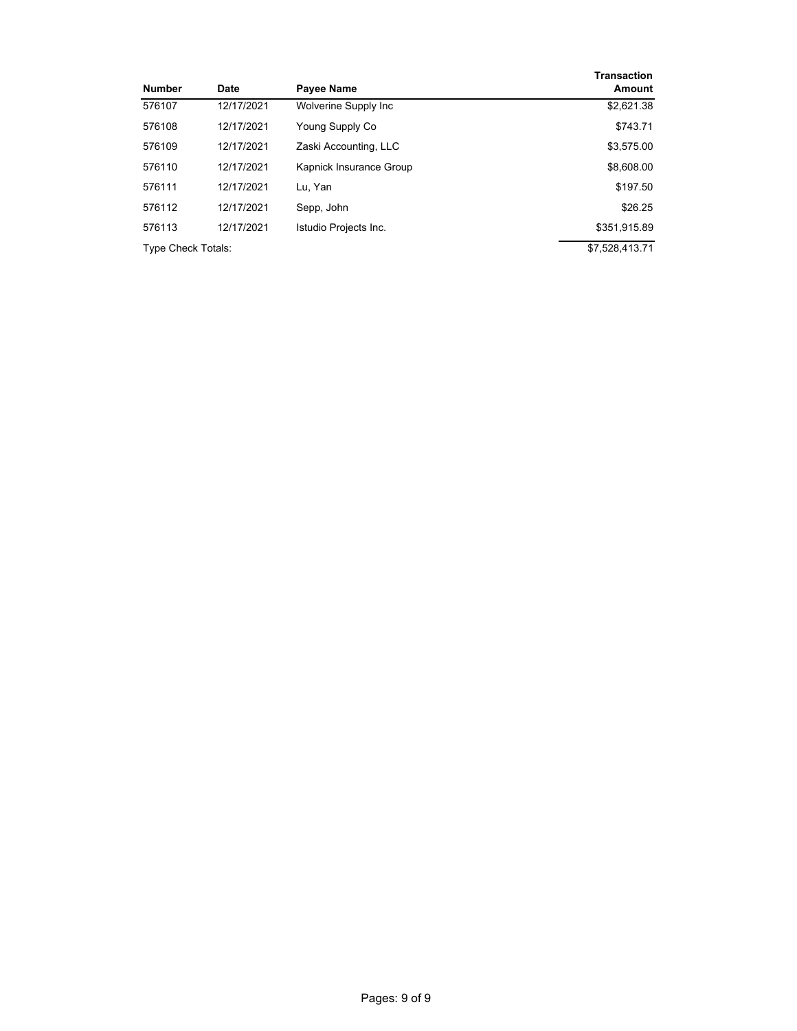| Number | Date | Payee Name | Transaction Amount |
|---|---|---|---|
| 576107 | 12/17/2021 | Wolverine Supply Inc | $2,621.38 |
| 576108 | 12/17/2021 | Young Supply Co | $743.71 |
| 576109 | 12/17/2021 | Zaski Accounting, LLC | $3,575.00 |
| 576110 | 12/17/2021 | Kapnick Insurance Group | $8,608.00 |
| 576111 | 12/17/2021 | Lu, Yan | $197.50 |
| 576112 | 12/17/2021 | Sepp, John | $26.25 |
| 576113 | 12/17/2021 | Istudio Projects Inc. | $351,915.89 |
| Type Check Totals: | | | $7,528,413.71 |